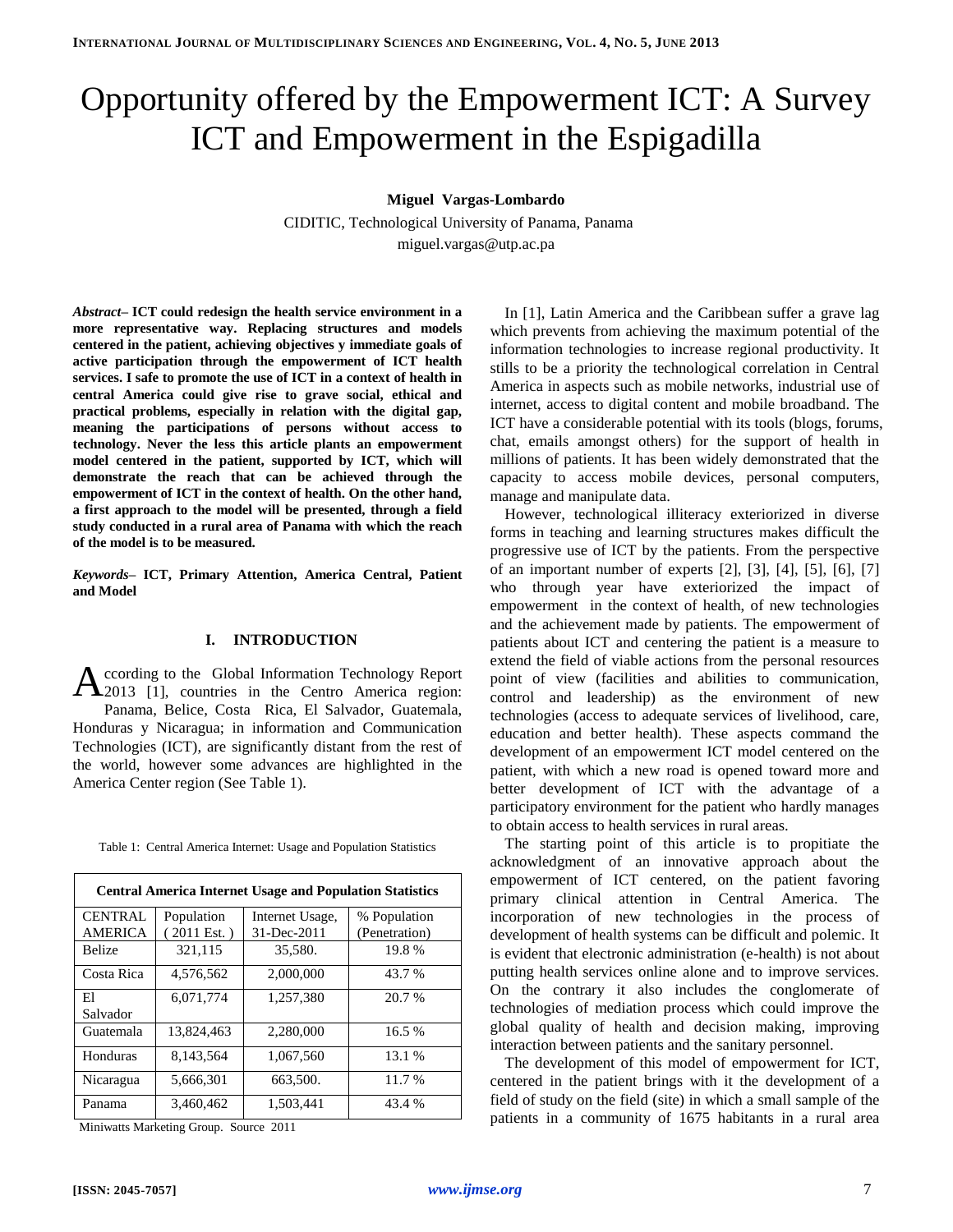# Opportunity offered by the Empowerment ICT: A Survey ICT and Empowerment in the Espigadilla

**Miguel Vargas-Lombardo**

CIDITIC, Technological University of Panama, Panama

miguel.vargas@utp.ac.pa

***Abstract*– ICT could redesign the health service environment in a more representative way. Replacing structures and models centered in the patient, achieving objectives y immediate goals of active participation through the empowerment of ICT health services. I safe to promote the use of ICT in a context of health in central America could give rise to grave social, ethical and practical problems, especially in relation with the digital gap, meaning the participations of persons without access to technology. Never the less this article plants an empowerment model centered in the patient, supported by ICT, which will demonstrate the reach that can be achieved through the empowerment of ICT in the context of health. On the other hand, a first approach to the model will be presented, through a field study conducted in a rural area of Panama with which the reach of the model is to be measured.**

***Keywords*– ICT, Primary Attention, America Central, Patient and Model**

## I. INTRODUCTION

According to the Global Information Technology Report 2013 [1], countries in the Centro America region: Panama, Belice, Costa Rica, El Salvador, Guatemala, Honduras y Nicaragua; in information and Communication Technologies (ICT), are significantly distant from the rest of the world, however some advances are highlighted in the America Center region (See Table 1).

Table 1: Central America Internet: Usage and Population Statistics

| Central America Internet Usage and Population Statistics | | | |
|---|---|---|---|
| CENTRAL AMERICA | Population ( 2011 Est. ) | Internet Usage, 31-Dec-2011 | % Population (Penetration) |
| Belize | 321,115 | 35,580. | 19.8 % |
| Costa Rica | 4,576,562 | 2,000,000 | 43.7 % |
| El Salvador | 6,071,774 | 1,257,380 | 20.7 % |
| Guatemala | 13,824,463 | 2,280,000 | 16.5 % |
| Honduras | 8,143,564 | 1,067,560 | 13.1 % |
| Nicaragua | 5,666,301 | 663,500. | 11.7 % |
| Panama | 3,460,462 | 1,503,441 | 43.4 % |

Miniwatts Marketing Group. Source 2011

In [1], Latin America and the Caribbean suffer a grave lag which prevents from achieving the maximum potential of the information technologies to increase regional productivity. It stills to be a priority the technological correlation in Central America in aspects such as mobile networks, industrial use of internet, access to digital content and mobile broadband. The ICT have a considerable potential with its tools (blogs, forums, chat, emails amongst others) for the support of health in millions of patients. It has been widely demonstrated that the capacity to access mobile devices, personal computers, manage and manipulate data.

However, technological illiteracy exteriorized in diverse forms in teaching and learning structures makes difficult the progressive use of ICT by the patients. From the perspective of an important number of experts [2], [3], [4], [5], [6], [7] who through year have exteriorized the impact of empowerment in the context of health, of new technologies and the achievement made by patients. The empowerment of patients about ICT and centering the patient is a measure to extend the field of viable actions from the personal resources point of view (facilities and abilities to communication, control and leadership) as the environment of new technologies (access to adequate services of livelihood, care, education and better health). These aspects command the development of an empowerment ICT model centered on the patient, with which a new road is opened toward more and better development of ICT with the advantage of a participatory environment for the patient who hardly manages to obtain access to health services in rural areas.

The starting point of this article is to propitiate the acknowledgment of an innovative approach about the empowerment of ICT centered, on the patient favoring primary clinical attention in Central America. The incorporation of new technologies in the process of development of health systems can be difficult and polemic. It is evident that electronic administration (e-health) is not about putting health services online alone and to improve services. On the contrary it also includes the conglomerate of technologies of mediation process which could improve the global quality of health and decision making, improving interaction between patients and the sanitary personnel.

The development of this model of empowerment for ICT, centered in the patient brings with it the development of a field of study on the field (site) in which a small sample of the patients in a community of 1675 habitants in a rural area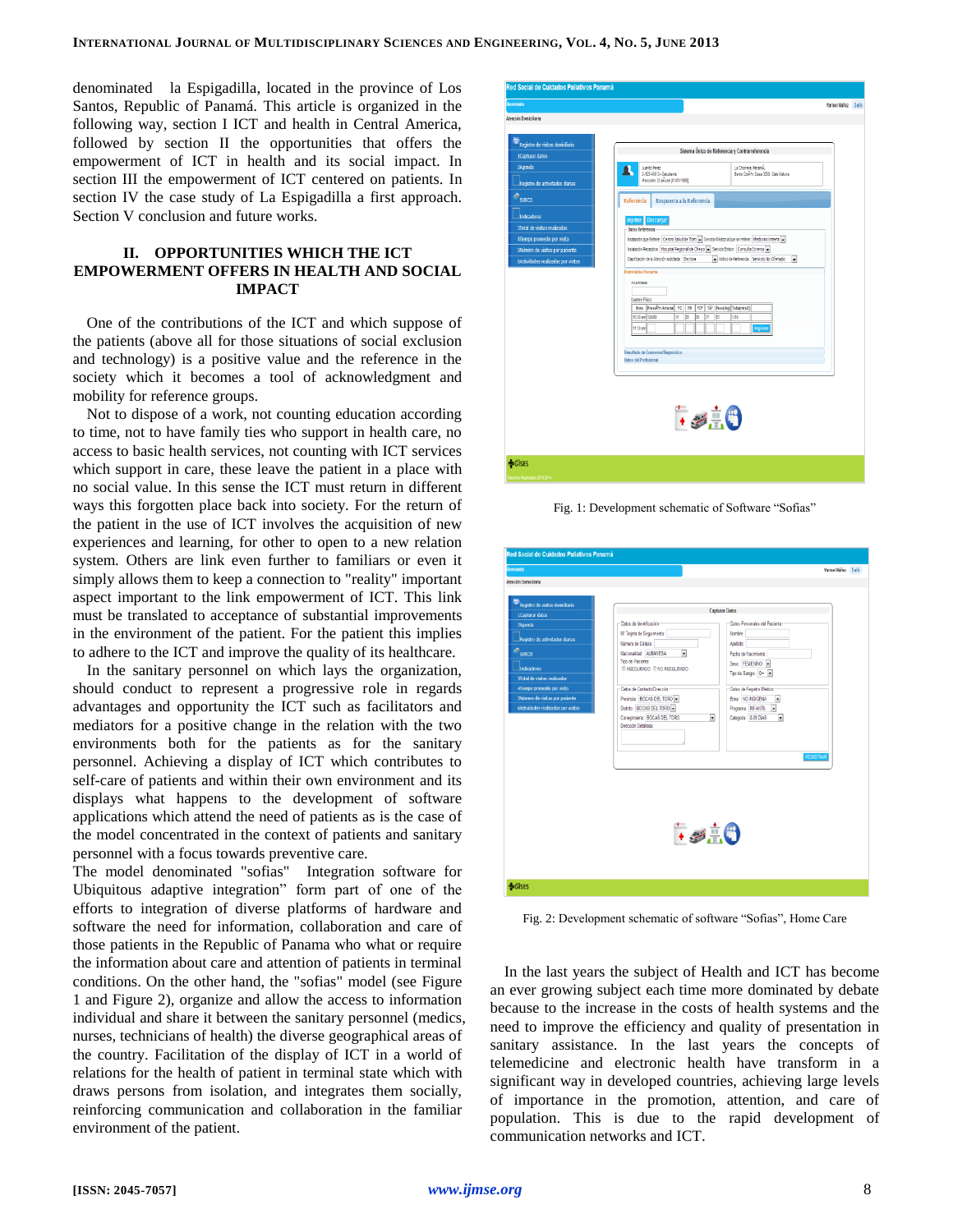denominated la Espigadilla, located in the province of Los Santos, Republic of Panamá. This article is organized in the following way, section I ICT and health in Central America, followed by section II the opportunities that offers the empowerment of ICT in health and its social impact. In section III the empowerment of ICT centered on patients. In section IV the case study of La Espigadilla a first approach. Section V conclusion and future works.

## II. OPPORTUNITIES WHICH THE ICT EMPOWERMENT OFFERS IN HEALTH AND SOCIAL IMPACT

One of the contributions of the ICT and which suppose of the patients (above all for those situations of social exclusion and technology) is a positive value and the reference in the society which it becomes a tool of acknowledgment and mobility for reference groups.

Not to dispose of a work, not counting education according to time, not to have family ties who support in health care, no access to basic health services, not counting with ICT services which support in care, these leave the patient in a place with no social value. In this sense the ICT must return in different ways this forgotten place back into society. For the return of the patient in the use of ICT involves the acquisition of new experiences and learning, for other to open to a new relation system. Others are link even further to familiars or even it simply allows them to keep a connection to "reality" important aspect important to the link empowerment of ICT. This link must be translated to acceptance of substantial improvements in the environment of the patient. For the patient this implies to adhere to the ICT and improve the quality of its healthcare.

In the sanitary personnel on which lays the organization, should conduct to represent a progressive role in regards advantages and opportunity the ICT such as facilitators and mediators for a positive change in the relation with the two environments both for the patients as for the sanitary personnel. Achieving a display of ICT which contributes to self-care of patients and within their own environment and its displays what happens to the development of software applications which attend the need of patients as is the case of the model concentrated in the context of patients and sanitary personnel with a focus towards preventive care.

The model denominated "sofias" Integration software for Ubiquitous adaptive integration" form part of one of the efforts to integration of diverse platforms of hardware and software the need for information, collaboration and care of those patients in the Republic of Panama who what or require the information about care and attention of patients in terminal conditions. On the other hand, the "sofias" model (see Figure 1 and Figure 2), organize and allow the access to information individual and share it between the sanitary personnel (medics, nurses, technicians of health) the diverse geographical areas of the country. Facilitation of the display of ICT in a world of relations for the health of patient in terminal state which with draws persons from isolation, and integrates them socially, reinforcing communication and collaboration in the familiar environment of the patient.

Fig. 1: Development schematic of Software "Sofias"

Fig. 2: Development schematic of software "Sofias", Home Care

In the last years the subject of Health and ICT has become an ever growing subject each time more dominated by debate because to the increase in the costs of health systems and the need to improve the efficiency and quality of presentation in sanitary assistance. In the last years the concepts of telemedicine and electronic health have transform in a significant way in developed countries, achieving large levels of importance in the promotion, attention, and care of population. This is due to the rapid development of communication networks and ICT.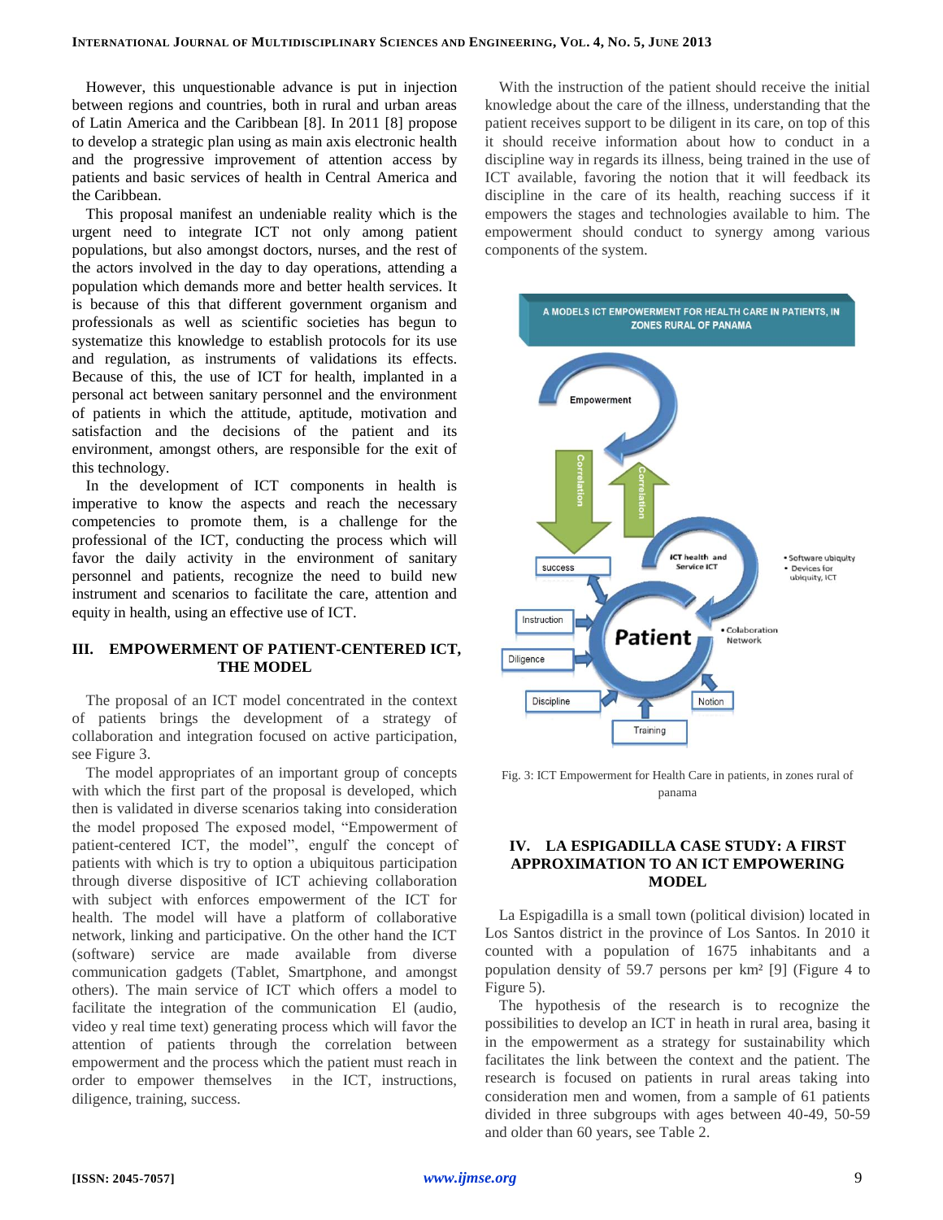However, this unquestionable advance is put in injection between regions and countries, both in rural and urban areas of Latin America and the Caribbean [8]. In 2011 [8] propose to develop a strategic plan using as main axis electronic health and the progressive improvement of attention access by patients and basic services of health in Central America and the Caribbean.

This proposal manifest an undeniable reality which is the urgent need to integrate ICT not only among patient populations, but also amongst doctors, nurses, and the rest of the actors involved in the day to day operations, attending a population which demands more and better health services. It is because of this that different government organism and professionals as well as scientific societies has begun to systematize this knowledge to establish protocols for its use and regulation, as instruments of validations its effects. Because of this, the use of ICT for health, implanted in a personal act between sanitary personnel and the environment of patients in which the attitude, aptitude, motivation and satisfaction and the decisions of the patient and its environment, amongst others, are responsible for the exit of this technology.

In the development of ICT components in health is imperative to know the aspects and reach the necessary competencies to promote them, is a challenge for the professional of the ICT, conducting the process which will favor the daily activity in the environment of sanitary personnel and patients, recognize the need to build new instrument and scenarios to facilitate the care, attention and equity in health, using an effective use of ICT.

## III. EMPOWERMENT OF PATIENT-CENTERED ICT, THE MODEL

The proposal of an ICT model concentrated in the context of patients brings the development of a strategy of collaboration and integration focused on active participation, see Figure 3.

The model appropriates of an important group of concepts with which the first part of the proposal is developed, which then is validated in diverse scenarios taking into consideration the model proposed The exposed model, "Empowerment of patient-centered ICT, the model", engulf the concept of patients with which is try to option a ubiquitous participation through diverse dispositive of ICT achieving collaboration with subject with enforces empowerment of the ICT for health. The model will have a platform of collaborative network, linking and participative. On the other hand the ICT (software) service are made available from diverse communication gadgets (Tablet, Smartphone, and amongst others). The main service of ICT which offers a model to facilitate the integration of the communication El (audio, video y real time text) generating process which will favor the attention of patients through the correlation between empowerment and the process which the patient must reach in order to empower themselves in the ICT, instructions, diligence, training, success.

With the instruction of the patient should receive the initial knowledge about the care of the illness, understanding that the patient receives support to be diligent in its care, on top of this it should receive information about how to conduct in a discipline way in regards its illness, being trained in the use of ICT available, favoring the notion that it will feedback its discipline in the care of its health, reaching success if it empowers the stages and technologies available to him. The empowerment should conduct to synergy among various components of the system.

Fig. 3: ICT Empowerment for Health Care in patients, in zones rural of panama

## IV. LA ESPIGADILLA CASE STUDY: A FIRST APPROXIMATION TO AN ICT EMPOWERING MODEL

La Espigadilla is a small town (political division) located in Los Santos district in the province of Los Santos. In 2010 it counted with a population of 1675 inhabitants and a population density of 59.7 persons per km² [9] (Figure 4 to Figure 5).

The hypothesis of the research is to recognize the possibilities to develop an ICT in heath in rural area, basing it in the empowerment as a strategy for sustainability which facilitates the link between the context and the patient. The research is focused on patients in rural areas taking into consideration men and women, from a sample of 61 patients divided in three subgroups with ages between 40-49, 50-59 and older than 60 years, see Table 2.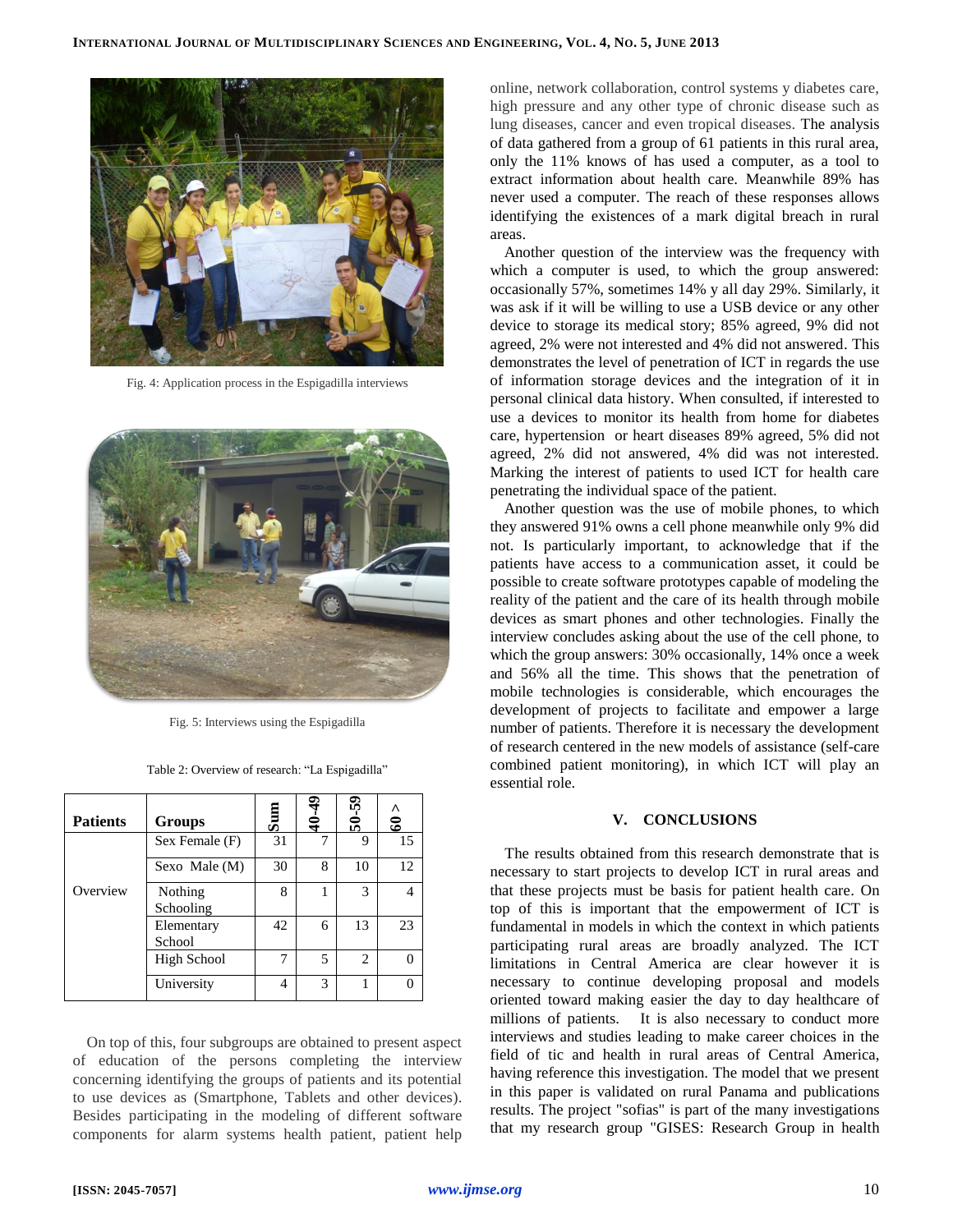Fig. 4: Application process in the Espigadilla interviews

Fig. 5: Interviews using the Espigadilla

Table 2: Overview of research: "La Espigadilla"

| Patients | Groups | Sum | 40-49 | 50-59 | > 60 |
|---|---|---|---|---|---|
| Overview | Sex Female (F) | 31 | 7 | 9 | 15 |
| | Sexo Male (M) | 30 | 8 | 10 | 12 |
| | Nothing Schooling | 8 | 1 | 3 | 4 |
| | Elementary School | 42 | 6 | 13 | 23 |
| | High School | 7 | 5 | 2 | 0 |
| | University | 4 | 3 | 1 | 0 |

On top of this, four subgroups are obtained to present aspect of education of the persons completing the interview concerning identifying the groups of patients and its potential to use devices as (Smartphone, Tablets and other devices). Besides participating in the modeling of different software components for alarm systems health patient, patient help online, network collaboration, control systems y diabetes care, high pressure and any other type of chronic disease such as lung diseases, cancer and even tropical diseases. The analysis of data gathered from a group of 61 patients in this rural area, only the 11% knows of has used a computer, as a tool to extract information about health care. Meanwhile 89% has never used a computer. The reach of these responses allows identifying the existences of a mark digital breach in rural areas.

Another question of the interview was the frequency with which a computer is used, to which the group answered: occasionally 57%, sometimes 14% y all day 29%. Similarly, it was ask if it will be willing to use a USB device or any other device to storage its medical story; 85% agreed, 9% did not agreed, 2% were not interested and 4% did not answered. This demonstrates the level of penetration of ICT in regards the use of information storage devices and the integration of it in personal clinical data history. When consulted, if interested to use a devices to monitor its health from home for diabetes care, hypertension or heart diseases 89% agreed, 5% did not agreed, 2% did not answered, 4% did was not interested. Marking the interest of patients to used ICT for health care penetrating the individual space of the patient.

Another question was the use of mobile phones, to which they answered 91% owns a cell phone meanwhile only 9% did not. Is particularly important, to acknowledge that if the patients have access to a communication asset, it could be possible to create software prototypes capable of modeling the reality of the patient and the care of its health through mobile devices as smart phones and other technologies. Finally the interview concludes asking about the use of the cell phone, to which the group answers: 30% occasionally, 14% once a week and 56% all the time. This shows that the penetration of mobile technologies is considerable, which encourages the development of projects to facilitate and empower a large number of patients. Therefore it is necessary the development of research centered in the new models of assistance (self-care combined patient monitoring), in which ICT will play an essential role.

## V. CONCLUSIONS

The results obtained from this research demonstrate that is necessary to start projects to develop ICT in rural areas and that these projects must be basis for patient health care. On top of this is important that the empowerment of ICT is fundamental in models in which the context in which patients participating rural areas are broadly analyzed. The ICT limitations in Central America are clear however it is necessary to continue developing proposal and models oriented toward making easier the day to day healthcare of millions of patients. It is also necessary to conduct more interviews and studies leading to make career choices in the field of tic and health in rural areas of Central America, having reference this investigation. The model that we present in this paper is validated on rural Panama and publications results. The project "sofias" is part of the many investigations that my research group "GISES: Research Group in health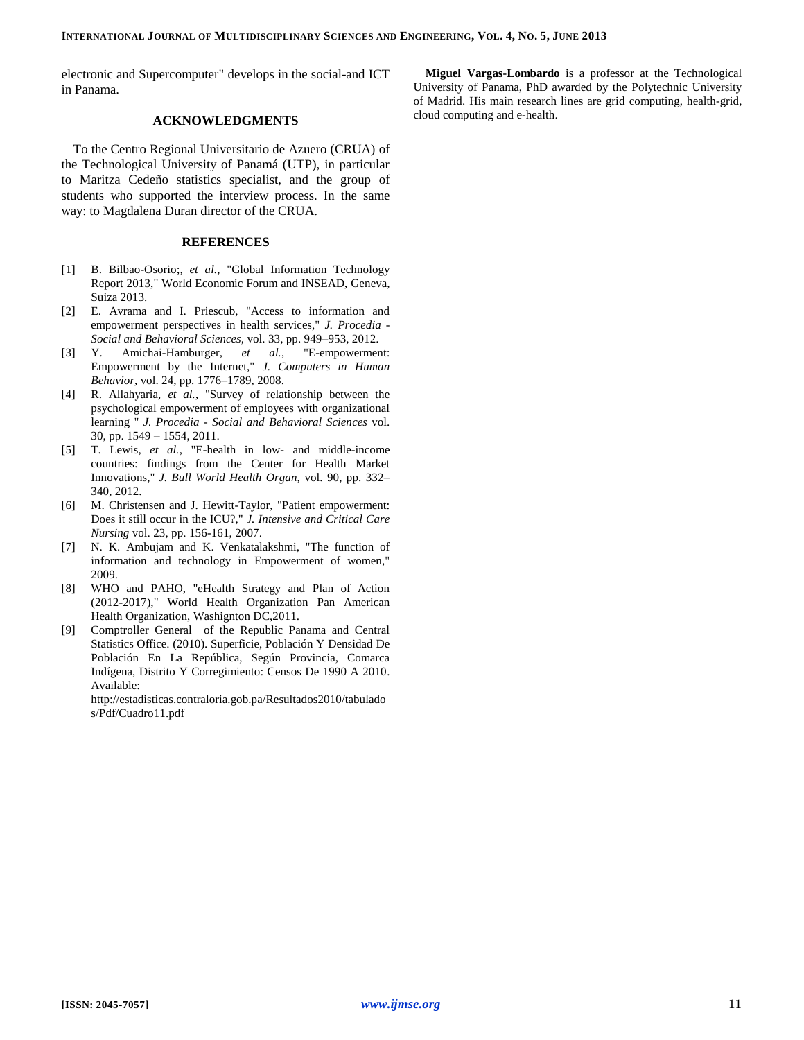electronic and Supercomputer" develops in the social-and ICT in Panama.

## ACKNOWLEDGMENTS

To the Centro Regional Universitario de Azuero (CRUA) of the Technological University of Panamá (UTP), in particular to Maritza Cedeño statistics specialist, and the group of students who supported the interview process. In the same way: to Magdalena Duran director of the CRUA.

## REFERENCES

[1] B. Bilbao-Osorio;, *et al.*, "Global Information Technology Report 2013," World Economic Forum and INSEAD, Geneva, Suiza 2013.

[2] E. Avrama and I. Priescub, "Access to information and empowerment perspectives in health services," *J. Procedia - Social and Behavioral Sciences,* vol. 33, pp. 949–953, 2012.

[3] Y. Amichai-Hamburger, *et al.*, "E-empowerment: Empowerment by the Internet," *J. Computers in Human Behavior,* vol. 24, pp. 1776–1789, 2008.

[4] R. Allahyaria, *et al.*, "Survey of relationship between the psychological empowerment of employees with organizational learning " *J. Procedia - Social and Behavioral Sciences* vol. 30, pp. 1549 – 1554, 2011.

[5] T. Lewis, *et al.*, "E-health in low- and middle-income countries: findings from the Center for Health Market Innovations," *J. Bull World Health Organ,* vol. 90, pp. 332–340, 2012.

[6] M. Christensen and J. Hewitt-Taylor, "Patient empowerment: Does it still occur in the ICU?," *J. Intensive and Critical Care Nursing* vol. 23, pp. 156-161, 2007.

[7] N. K. Ambujam and K. Venkatalakshmi, "The function of information and technology in Empowerment of women," 2009.

[8] WHO and PAHO, "eHealth Strategy and Plan of Action (2012-2017)," World Health Organization Pan American Health Organization, Washignton DC,2011.

[9] Comptroller General of the Republic Panama and Central Statistics Office. (2010). Superficie, Población Y Densidad De Población En La República, Según Provincia, Comarca Indígena, Distrito Y Corregimiento: Censos De 1990 A 2010. Available: http://estadisticas.contraloria.gob.pa/Resultados2010/tabulados/Pdf/Cuadro11.pdf

**Miguel Vargas-Lombardo** is a professor at the Technological University of Panama, PhD awarded by the Polytechnic University of Madrid. His main research lines are grid computing, health-grid, cloud computing and e-health.